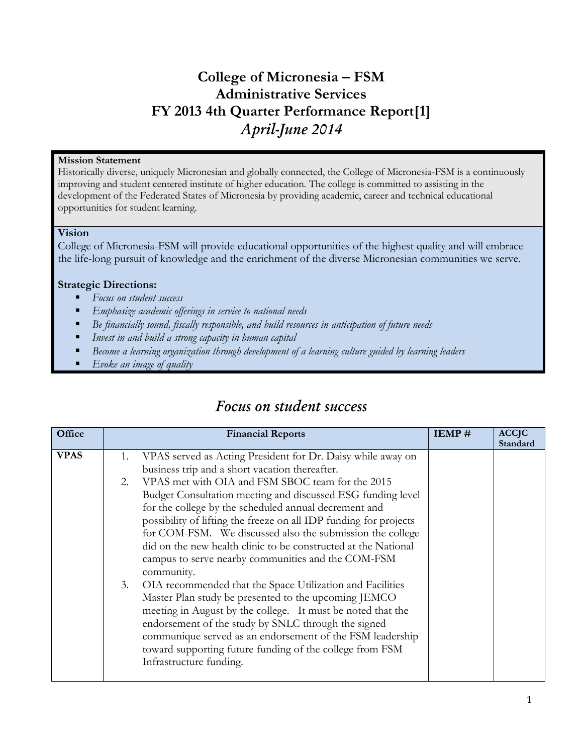# College of Micronesia – FSM
# Administrative Services
# FY 2013 4th Quarter Performance Report[1]
## *April-June 2014*

**Mission Statement**
Historically diverse, uniquely Micronesian and globally connected, the College of Micronesia-FSM is a continuously improving and student centered institute of higher education. The college is committed to assisting in the development of the Federated States of Micronesia by providing academic, career and technical educational opportunities for student learning.

**Vision**
College of Micronesia-FSM will provide educational opportunities of the highest quality and will embrace the life-long pursuit of knowledge and the enrichment of the diverse Micronesian communities we serve.

**Strategic Directions:**

- *Focus on student success*
- *Emphasize academic offerings in service to national needs*
- *Be financially sound, fiscally responsible, and build resources in anticipation of future needs*
- *Invest in and build a strong capacity in human capital*
- *Become a learning organization through development of a learning culture guided by learning leaders*
- *Evoke an image of quality*

## *Focus on student success*

| Office | Financial Reports | IEMP # | ACCJC Standard |
|---|---|---|---|
| **VPAS** | 1. VPAS served as Acting President for Dr. Daisy while away on business trip and a short vacation thereafter.<br>2. VPAS met with OIA and FSM SBOC team for the 2015 Budget Consultation meeting and discussed ESG funding level for the college by the scheduled annual decrement and possibility of lifting the freeze on all IDP funding for projects for COM-FSM. We discussed also the submission the college did on the new health clinic to be constructed at the National campus to serve nearby communities and the COM-FSM community.<br>3. OIA recommended that the Space Utilization and Facilities Master Plan study be presented to the upcoming JEMCO meeting in August by the college. It must be noted that the endorsement of the study by SNLC through the signed communique served as an endorsement of the FSM leadership toward supporting future funding of the college from FSM Infrastructure funding. | | |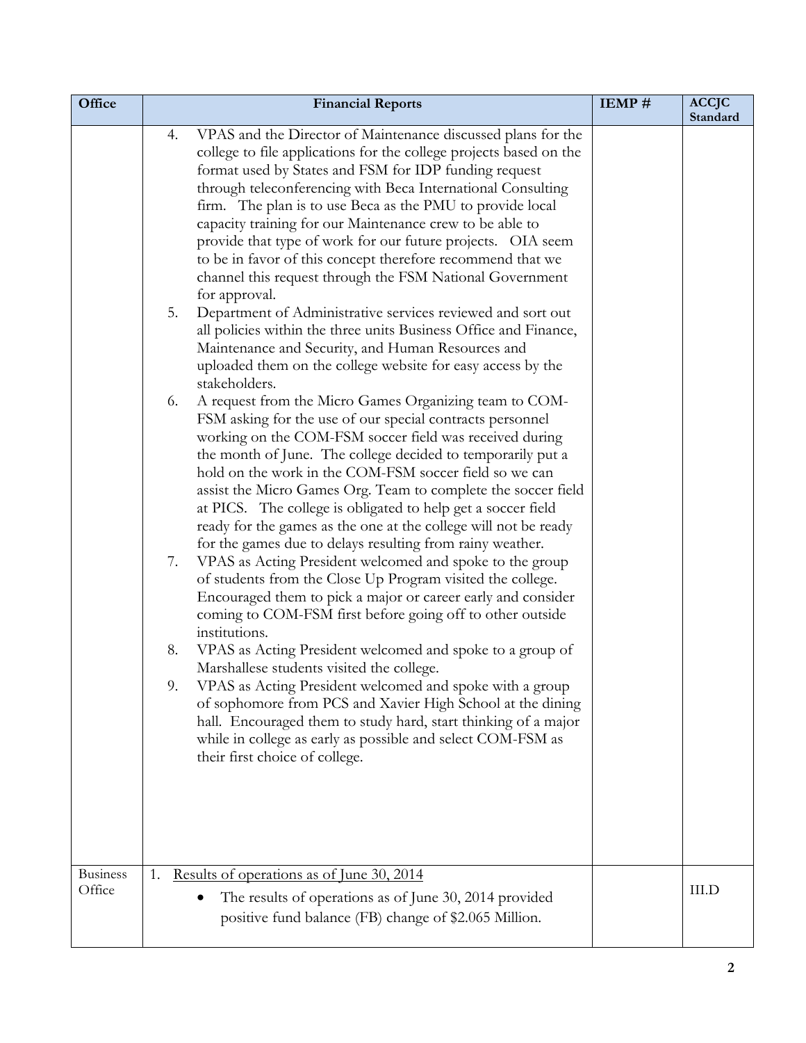| Office | Financial Reports | IEMP # | ACCJC Standard |
|---|---|---|---|
| | 4. VPAS and the Director of Maintenance discussed plans for the college to file applications for the college projects based on the format used by States and FSM for IDP funding request through teleconferencing with Beca International Consulting firm. The plan is to use Beca as the PMU to provide local capacity training for our Maintenance crew to be able to provide that type of work for our future projects. OIA seem to be in favor of this concept therefore recommend that we channel this request through the FSM National Government for approval.<br>5. Department of Administrative services reviewed and sort out all policies within the three units Business Office and Finance, Maintenance and Security, and Human Resources and uploaded them on the college website for easy access by the stakeholders.<br>6. A request from the Micro Games Organizing team to COM-FSM asking for the use of our special contracts personnel working on the COM-FSM soccer field was received during the month of June. The college decided to temporarily put a hold on the work in the COM-FSM soccer field so we can assist the Micro Games Org. Team to complete the soccer field at PICS. The college is obligated to help get a soccer field ready for the games as the one at the college will not be ready for the games due to delays resulting from rainy weather.<br>7. VPAS as Acting President welcomed and spoke to the group of students from the Close Up Program visited the college. Encouraged them to pick a major or career early and consider coming to COM-FSM first before going off to other outside institutions.<br>8. VPAS as Acting President welcomed and spoke to a group of Marshallese students visited the college.<br>9. VPAS as Acting President welcomed and spoke with a group of sophomore from PCS and Xavier High School at the dining hall. Encouraged them to study hard, start thinking of a major while in college as early as possible and select COM-FSM as their first choice of college. | | |
| Business Office | 1. Results of operations as of June 30, 2014<br>• The results of operations as of June 30, 2014 provided positive fund balance (FB) change of $2.065 Million. | | III.D |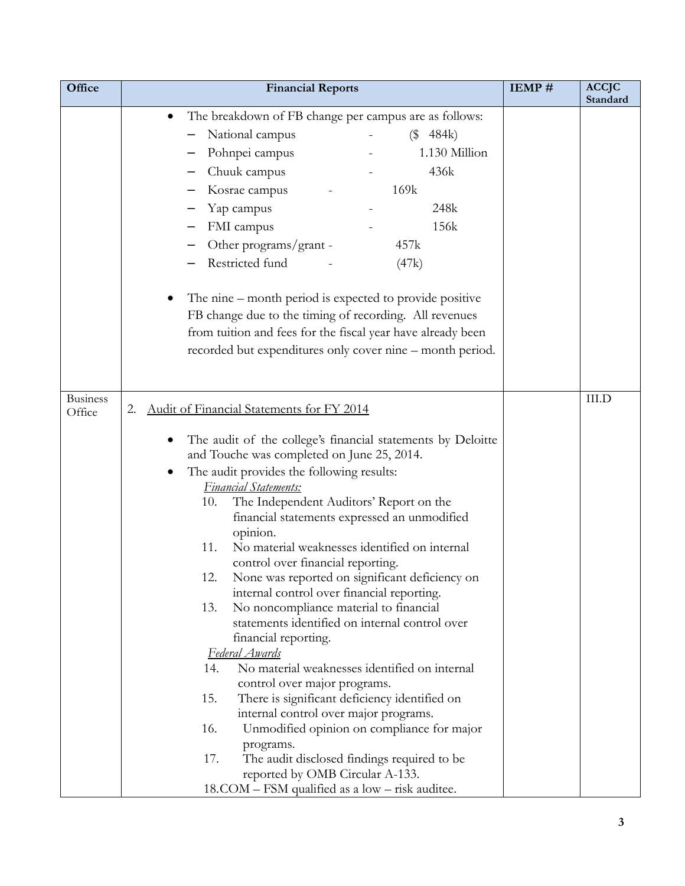| Office | Financial Reports | IEMP # | ACCJC Standard |
|---|---|---|---|
| | • The breakdown of FB change per campus are as follows:<br>– National campus - ($ 484k)<br>– Pohnpei campus - 1.130 Million<br>– Chuuk campus - 436k<br>– Kosrae campus - 169k<br>– Yap campus - 248k<br>– FMI campus - 156k<br>– Other programs/grant - 457k<br>– Restricted fund - (47k)<br><br>• The nine – month period is expected to provide positive FB change due to the timing of recording. All revenues from tuition and fees for the fiscal year have already been recorded but expenditures only cover nine – month period. | | |
| Business Office | 2. <u>Audit of Financial Statements for FY 2014</u><br><br>• The audit of the college's financial statements by Deloitte and Touche was completed on June 25, 2014.<br>• The audit provides the following results:<br>*<u>Financial Statements:</u>*<br>10. The Independent Auditors' Report on the financial statements expressed an unmodified opinion.<br>11. No material weaknesses identified on internal control over financial reporting.<br>12. None was reported on significant deficiency on internal control over financial reporting.<br>13. No noncompliance material to financial statements identified on internal control over financial reporting.<br>*<u>Federal Awards</u>*<br>14. No material weaknesses identified on internal control over major programs.<br>15. There is significant deficiency identified on internal control over major programs.<br>16. Unmodified opinion on compliance for major programs.<br>17. The audit disclosed findings required to be reported by OMB Circular A-133.<br>18. COM – FSM qualified as a low – risk auditee. | | III.D |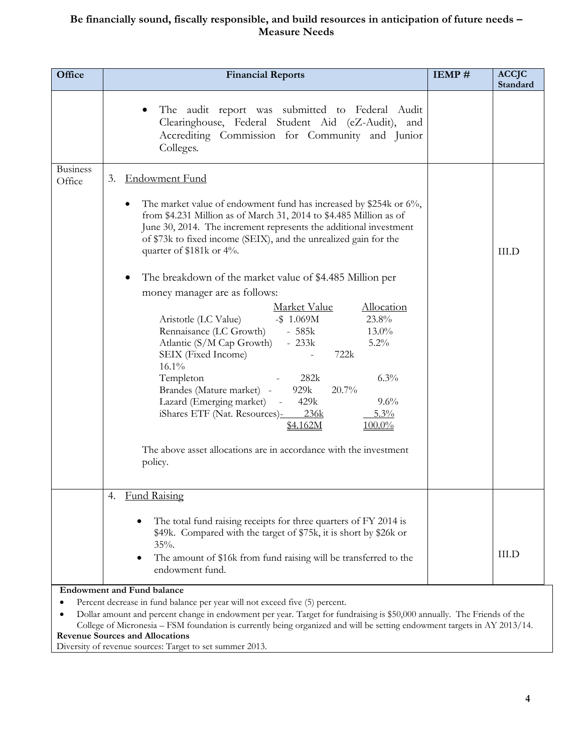**Be financially sound, fiscally responsible, and build resources in anticipation of future needs – Measure Needs**

| Office | Financial Reports | IEMP # | ACCJC Standard |
|---|---|---|---|
| | • The audit report was submitted to Federal Audit Clearinghouse, Federal Student Aid (eZ-Audit), and Accrediting Commission for Community and Junior Colleges. | | |
| Business Office | 3. <u>Endowment Fund</u><br><br>• The market value of endowment fund has increased by $254k or 6%, from $4.231 Million as of March 31, 2014 to $4.485 Million as of June 30, 2014. The increment represents the additional investment of $73k to fixed income (SEIX), and the unrealized gain for the quarter of $181k or 4%.<br><br>• The breakdown of the market value of $4.485 Million per money manager are as follows:<br><br>Market Value / Allocation<br>Aristotle (LC Value) -$ 1.069M 23.8%<br>Rennaisance (LC Growth) - 585k 13.0%<br>Atlantic (S/M Cap Growth) - 233k 5.2%<br>SEIX (Fixed Income) - 722k 16.1%<br>Templeton - 282k 6.3%<br>Brandes (Mature market) - 929k 20.7%<br>Lazard (Emerging market) - 429k 9.6%<br>iShares ETF (Nat. Resources) - 236k 5.3%<br>$4.162M 100.0%<br><br>The above asset allocations are in accordance with the investment policy. | | III.D |
| | 4. <u>Fund Raising</u><br><br>• The total fund raising receipts for three quarters of FY 2014 is $49k. Compared with the target of $75k, it is short by $26k or 35%.<br>• The amount of $16k from fund raising will be transferred to the endowment fund. | | III.D |

**Endowment and Fund balance**

- Percent decrease in fund balance per year will not exceed five (5) percent.
- Dollar amount and percent change in endowment per year. Target for fundraising is $50,000 annually. The Friends of the College of Micronesia – FSM foundation is currently being organized and will be setting endowment targets in AY 2013/14.

**Revenue Sources and Allocations**

Diversity of revenue sources: Target to set summer 2013.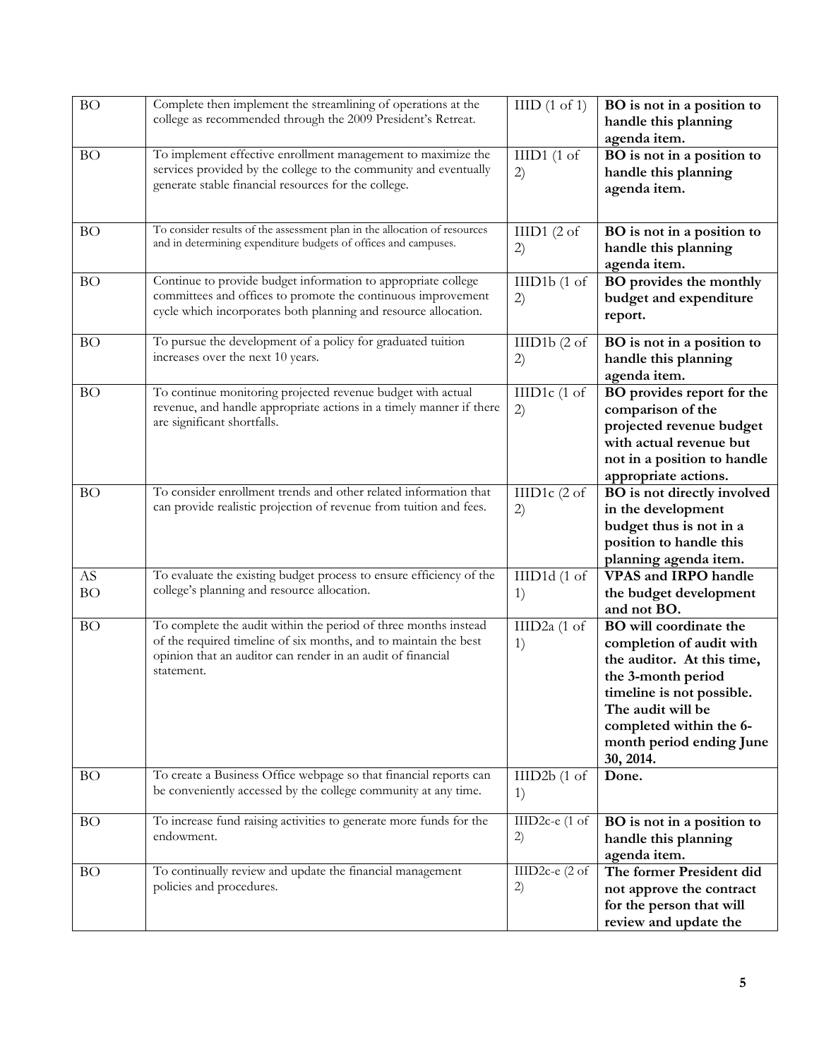| BO | Complete then implement the streamlining of operations at the college as recommended through the 2009 President's Retreat. | IIID (1 of 1) | **BO is not in a position to handle this planning agenda item.** |
|---|---|---|---|
| BO | To implement effective enrollment management to maximize the services provided by the college to the community and eventually generate stable financial resources for the college. | IIID1 (1 of 2) | **BO is not in a position to handle this planning agenda item.** |
| BO | To consider results of the assessment plan in the allocation of resources and in determining expenditure budgets of offices and campuses. | IIID1 (2 of 2) | **BO is not in a position to handle this planning agenda item.** |
| BO | Continue to provide budget information to appropriate college committees and offices to promote the continuous improvement cycle which incorporates both planning and resource allocation. | IIID1b (1 of 2) | **BO provides the monthly budget and expenditure report.** |
| BO | To pursue the development of a policy for graduated tuition increases over the next 10 years. | IIID1b (2 of 2) | **BO is not in a position to handle this planning agenda item.** |
| BO | To continue monitoring projected revenue budget with actual revenue, and handle appropriate actions in a timely manner if there are significant shortfalls. | IIID1c (1 of 2) | **BO provides report for the comparison of the projected revenue budget with actual revenue but not in a position to handle appropriate actions.** |
| BO | To consider enrollment trends and other related information that can provide realistic projection of revenue from tuition and fees. | IIID1c (2 of 2) | **BO is not directly involved in the development budget thus is not in a position to handle this planning agenda item.** |
| AS BO | To evaluate the existing budget process to ensure efficiency of the college's planning and resource allocation. | IIID1d (1 of 1) | **VPAS and IRPO handle the budget development and not BO.** |
| BO | To complete the audit within the period of three months instead of the required timeline of six months, and to maintain the best opinion that an auditor can render in an audit of financial statement. | IIID2a (1 of 1) | **BO will coordinate the completion of audit with the auditor. At this time, the 3-month period timeline is not possible. The audit will be completed within the 6-month period ending June 30, 2014.** |
| BO | To create a Business Office webpage so that financial reports can be conveniently accessed by the college community at any time. | IIID2b (1 of 1) | **Done.** |
| BO | To increase fund raising activities to generate more funds for the endowment. | IIID2c-e (1 of 2) | **BO is not in a position to handle this planning agenda item.** |
| BO | To continually review and update the financial management policies and procedures. | IIID2c-e (2 of 2) | **The former President did not approve the contract for the person that will review and update the** |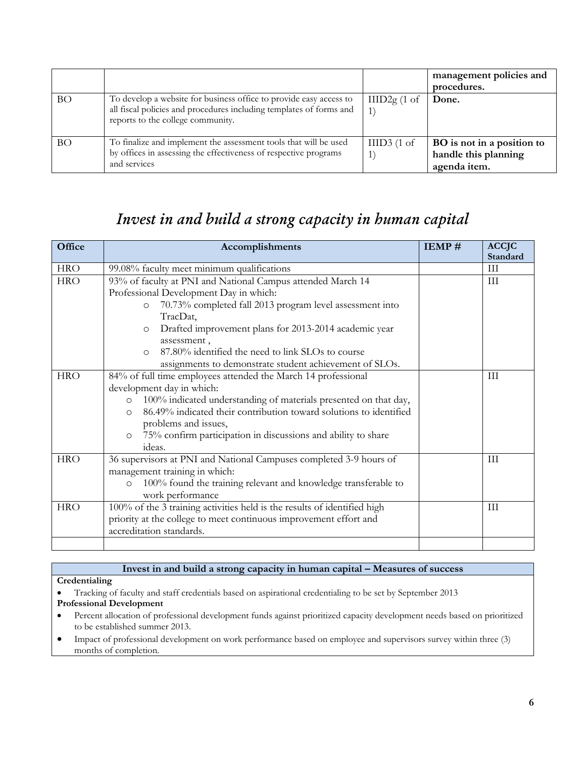| | | | management policies and procedures. |
|---|---|---|---|
| BO | To develop a website for business office to provide easy access to all fiscal policies and procedures including templates of forms and reports to the college community. | IIID2g (1 of 1) | **Done.** |
| BO | To finalize and implement the assessment tools that will be used by offices in assessing the effectiveness of respective programs and services | IIID3 (1 of 1) | **BO is not in a position to handle this planning agenda item.** |

# *Invest in and build a strong capacity in human capital*

| Office | Accomplishments | IEMP # | ACCJC Standard |
|---|---|---|---|
| HRO | 99.08% faculty meet minimum qualifications | | III |
| HRO | 93% of faculty at PNI and National Campus attended March 14 Professional Development Day in which:<br>○ 70.73% completed fall 2013 program level assessment into TracDat,<br>○ Drafted improvement plans for 2013-2014 academic year assessment ,<br>○ 87.80% identified the need to link SLOs to course assignments to demonstrate student achievement of SLOs. | | III |
| HRO | 84% of full time employees attended the March 14 professional development day in which:<br>○ 100% indicated understanding of materials presented on that day,<br>○ 86.49% indicated their contribution toward solutions to identified problems and issues,<br>○ 75% confirm participation in discussions and ability to share ideas. | | III |
| HRO | 36 supervisors at PNI and National Campuses completed 3-9 hours of management training in which:<br>○ 100% found the training relevant and knowledge transferable to work performance | | III |
| HRO | 100% of the 3 training activities held is the results of identified high priority at the college to meet continuous improvement effort and accreditation standards. | | III |
| | | | |

| Invest in and build a strong capacity in human capital – Measures of success |
|---|
| **Credentialing**<br>• Tracking of faculty and staff credentials based on aspirational credentialing to be set by September 2013<br>**Professional Development**<br>• Percent allocation of professional development funds against prioritized capacity development needs based on prioritized to be established summer 2013.<br>• Impact of professional development on work performance based on employee and supervisors survey within three (3) months of completion. |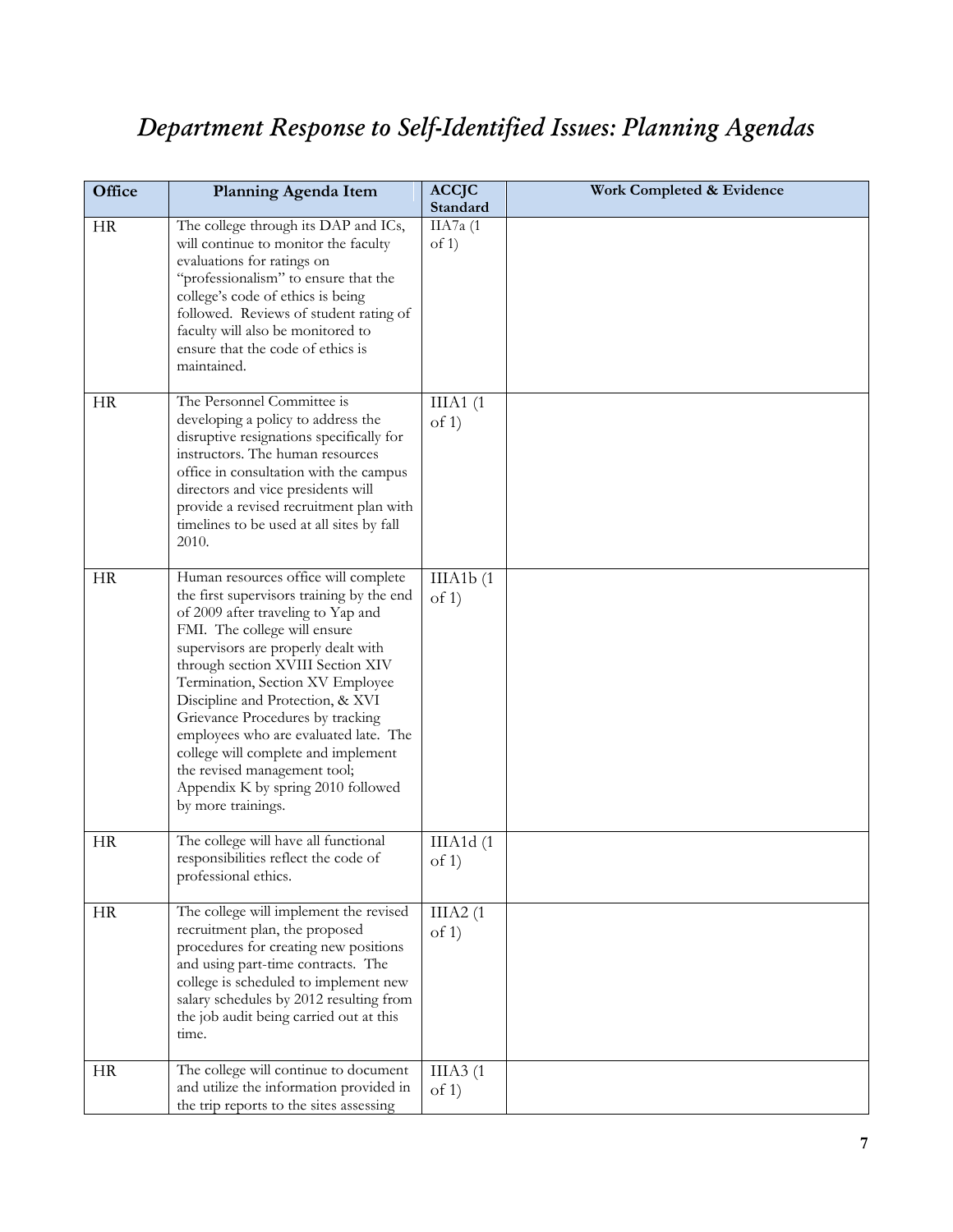# *Department Response to Self-Identified Issues: Planning Agendas*

| Office | Planning Agenda Item | ACCJC Standard | Work Completed & Evidence |
|---|---|---|---|
| HR | The college through its DAP and ICs, will continue to monitor the faculty evaluations for ratings on "professionalism" to ensure that the college's code of ethics is being followed. Reviews of student rating of faculty will also be monitored to ensure that the code of ethics is maintained. | IIA7a (1 of 1) | |
| HR | The Personnel Committee is developing a policy to address the disruptive resignations specifically for instructors. The human resources office in consultation with the campus directors and vice presidents will provide a revised recruitment plan with timelines to be used at all sites by fall 2010. | IIIA1 (1 of 1) | |
| HR | Human resources office will complete the first supervisors training by the end of 2009 after traveling to Yap and FMI. The college will ensure supervisors are properly dealt with through section XVIII Section XIV Termination, Section XV Employee Discipline and Protection, & XVI Grievance Procedures by tracking employees who are evaluated late. The college will complete and implement the revised management tool; Appendix K by spring 2010 followed by more trainings. | IIIA1b (1 of 1) | |
| HR | The college will have all functional responsibilities reflect the code of professional ethics. | IIIA1d (1 of 1) | |
| HR | The college will implement the revised recruitment plan, the proposed procedures for creating new positions and using part-time contracts. The college is scheduled to implement new salary schedules by 2012 resulting from the job audit being carried out at this time. | IIIA2 (1 of 1) | |
| HR | The college will continue to document and utilize the information provided in the trip reports to the sites assessing | IIIA3 (1 of 1) | |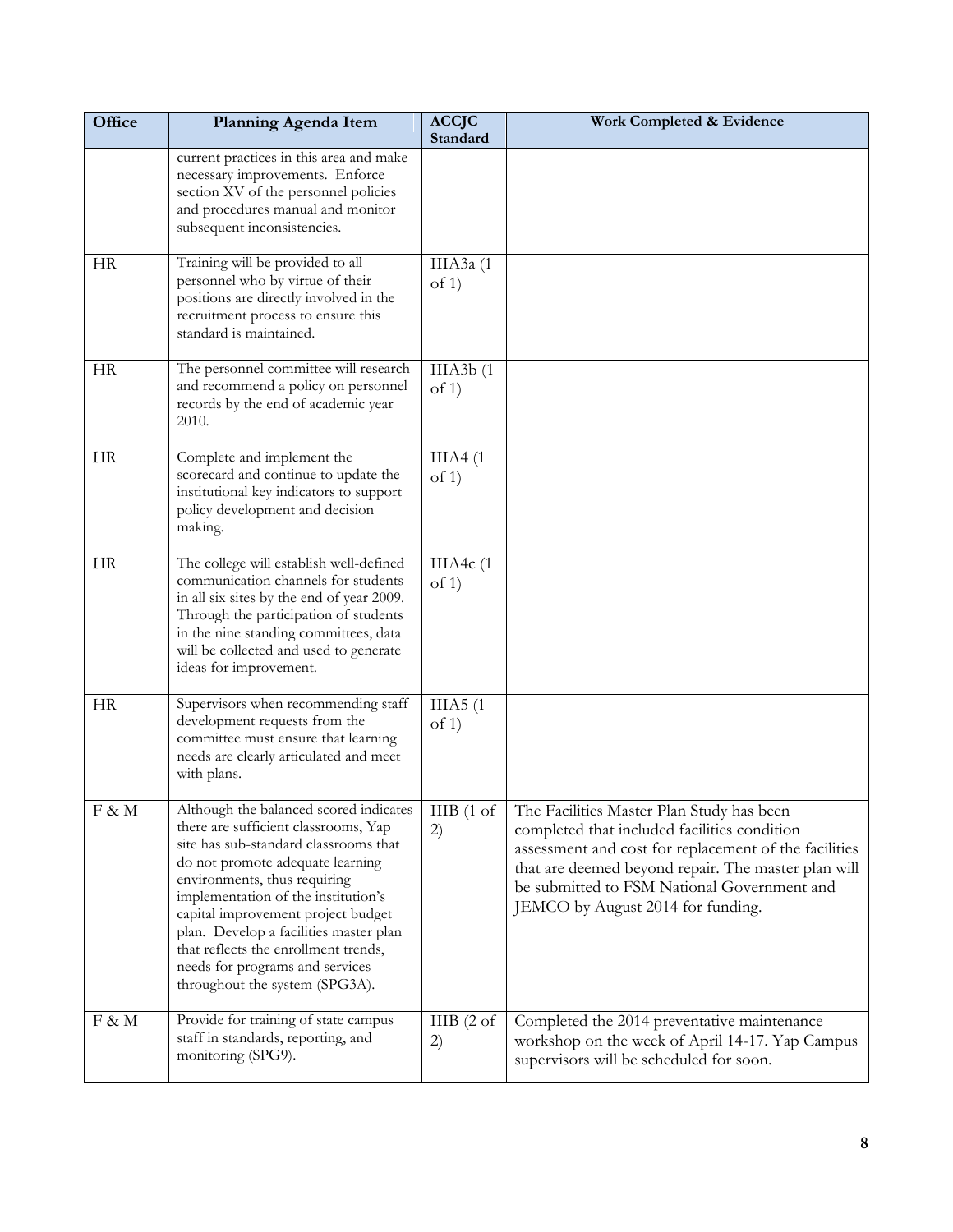| Office | Planning Agenda Item | ACCJC Standard | Work Completed & Evidence |
|---|---|---|---|
| | current practices in this area and make necessary improvements. Enforce section XV of the personnel policies and procedures manual and monitor subsequent inconsistencies. | | |
| HR | Training will be provided to all personnel who by virtue of their positions are directly involved in the recruitment process to ensure this standard is maintained. | IIIA3a (1 of 1) | |
| HR | The personnel committee will research and recommend a policy on personnel records by the end of academic year 2010. | IIIA3b (1 of 1) | |
| HR | Complete and implement the scorecard and continue to update the institutional key indicators to support policy development and decision making. | IIIA4 (1 of 1) | |
| HR | The college will establish well-defined communication channels for students in all six sites by the end of year 2009. Through the participation of students in the nine standing committees, data will be collected and used to generate ideas for improvement. | IIIA4c (1 of 1) | |
| HR | Supervisors when recommending staff development requests from the committee must ensure that learning needs are clearly articulated and meet with plans. | IIIA5 (1 of 1) | |
| F & M | Although the balanced scored indicates there are sufficient classrooms, Yap site has sub-standard classrooms that do not promote adequate learning environments, thus requiring implementation of the institution's capital improvement project budget plan. Develop a facilities master plan that reflects the enrollment trends, needs for programs and services throughout the system (SPG3A). | IIIB (1 of 2) | The Facilities Master Plan Study has been completed that included facilities condition assessment and cost for replacement of the facilities that are deemed beyond repair. The master plan will be submitted to FSM National Government and JEMCO by August 2014 for funding. |
| F & M | Provide for training of state campus staff in standards, reporting, and monitoring (SPG9). | IIIB (2 of 2) | Completed the 2014 preventative maintenance workshop on the week of April 14-17. Yap Campus supervisors will be scheduled for soon. |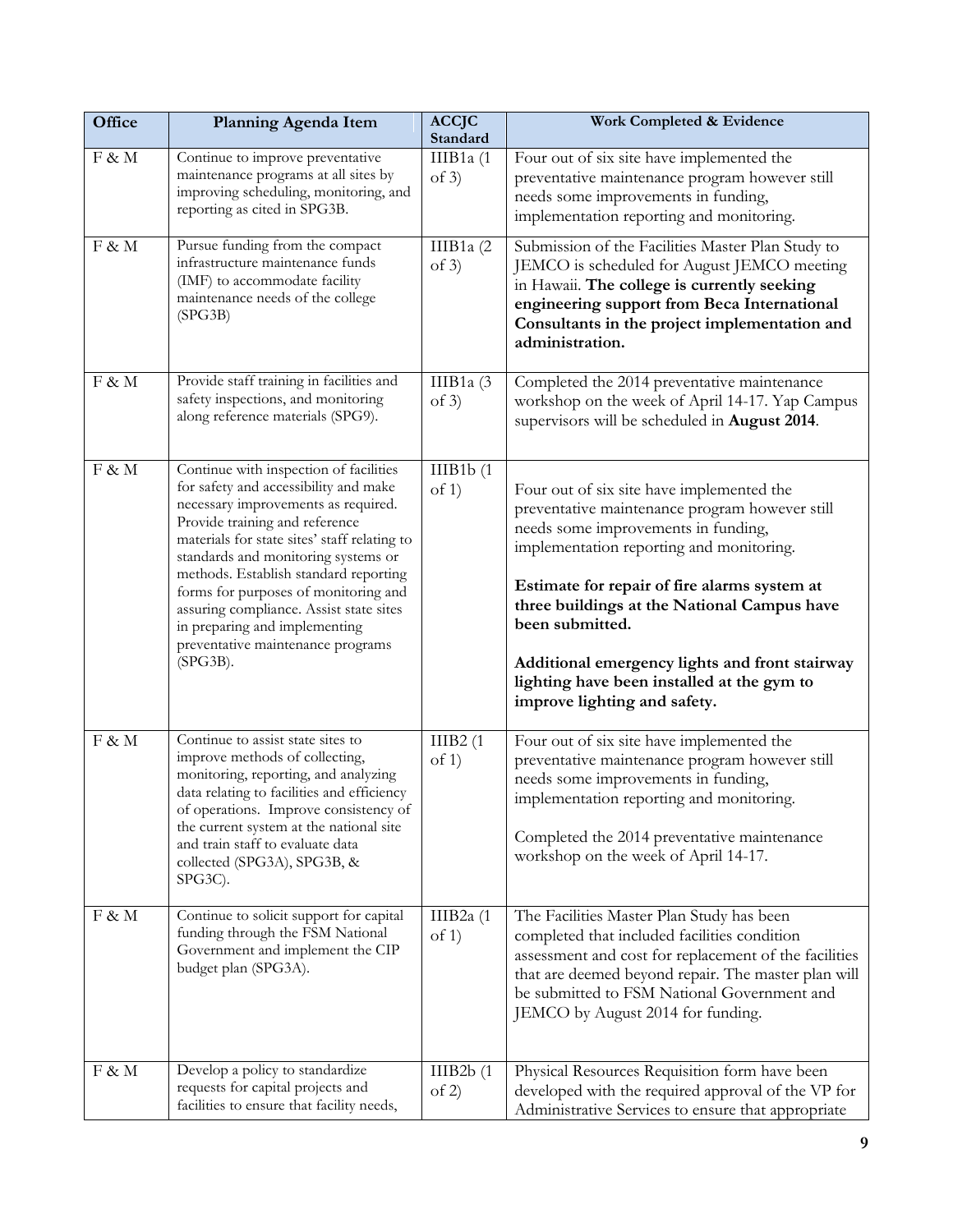| Office | Planning Agenda Item | ACCJC Standard | Work Completed & Evidence |
|---|---|---|---|
| F & M | Continue to improve preventative maintenance programs at all sites by improving scheduling, monitoring, and reporting as cited in SPG3B. | IIIB1a (1 of 3) | Four out of six site have implemented the preventative maintenance program however still needs some improvements in funding, implementation reporting and monitoring. |
| F & M | Pursue funding from the compact infrastructure maintenance funds (IMF) to accommodate facility maintenance needs of the college (SPG3B) | IIIB1a (2 of 3) | Submission of the Facilities Master Plan Study to JEMCO is scheduled for August JEMCO meeting in Hawaii. **The college is currently seeking engineering support from Beca International Consultants in the project implementation and administration.** |
| F & M | Provide staff training in facilities and safety inspections, and monitoring along reference materials (SPG9). | IIIB1a (3 of 3) | Completed the 2014 preventative maintenance workshop on the week of April 14-17. Yap Campus supervisors will be scheduled in **August 2014**. |
| F & M | Continue with inspection of facilities for safety and accessibility and make necessary improvements as required. Provide training and reference materials for state sites' staff relating to standards and monitoring systems or methods. Establish standard reporting forms for purposes of monitoring and assuring compliance. Assist state sites in preparing and implementing preventative maintenance programs (SPG3B). | IIIB1b (1 of 1) | Four out of six site have implemented the preventative maintenance program however still needs some improvements in funding, implementation reporting and monitoring.<br><br>**Estimate for repair of fire alarms system at three buildings at the National Campus have been submitted.**<br><br>**Additional emergency lights and front stairway lighting have been installed at the gym to improve lighting and safety.** |
| F & M | Continue to assist state sites to improve methods of collecting, monitoring, reporting, and analyzing data relating to facilities and efficiency of operations. Improve consistency of the current system at the national site and train staff to evaluate data collected (SPG3A), SPG3B, & SPG3C). | IIIB2 (1 of 1) | Four out of six site have implemented the preventative maintenance program however still needs some improvements in funding, implementation reporting and monitoring.<br><br>Completed the 2014 preventative maintenance workshop on the week of April 14-17. |
| F & M | Continue to solicit support for capital funding through the FSM National Government and implement the CIP budget plan (SPG3A). | IIIB2a (1 of 1) | The Facilities Master Plan Study has been completed that included facilities condition assessment and cost for replacement of the facilities that are deemed beyond repair. The master plan will be submitted to FSM National Government and JEMCO by August 2014 for funding. |
| F & M | Develop a policy to standardize requests for capital projects and facilities to ensure that facility needs, | IIIB2b (1 of 2) | Physical Resources Requisition form have been developed with the required approval of the VP for Administrative Services to ensure that appropriate |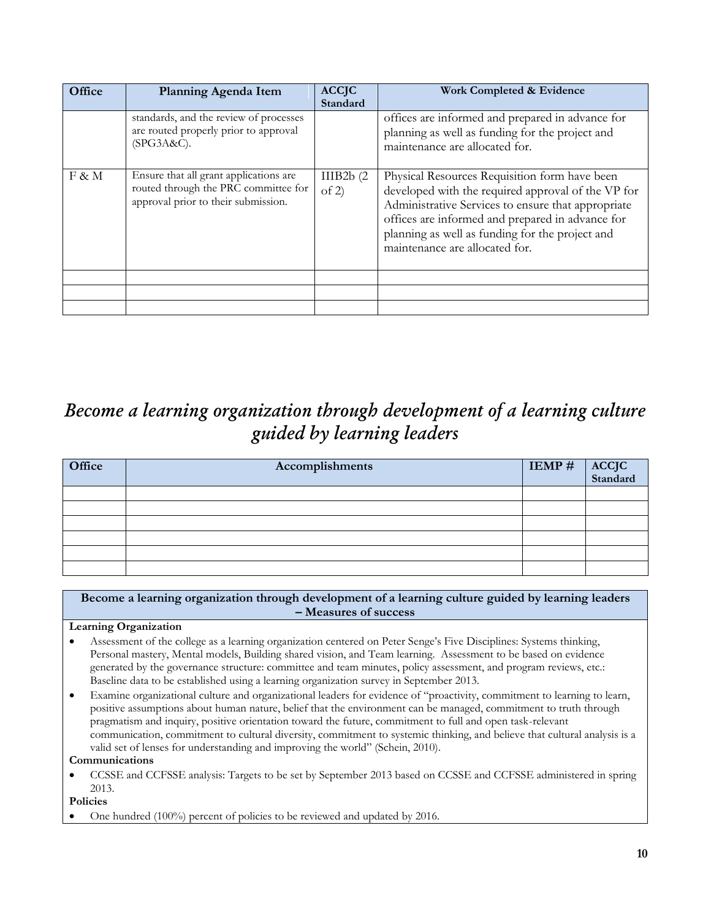| Office | Planning Agenda Item | ACCJC Standard | Work Completed & Evidence |
|---|---|---|---|
| | standards, and the review of processes are routed properly prior to approval (SPG3A&C). | | offices are informed and prepared in advance for planning as well as funding for the project and maintenance are allocated for. |
| F & M | Ensure that all grant applications are routed through the PRC committee for approval prior to their submission. | IIIB2b (2 of 2) | Physical Resources Requisition form have been developed with the required approval of the VP for Administrative Services to ensure that appropriate offices are informed and prepared in advance for planning as well as funding for the project and maintenance are allocated for. |
| | | | |
| | | | |
| | | | |

## *Become a learning organization through development of a learning culture guided by learning leaders*

| Office | Accomplishments | IEMP # | ACCJC Standard |
|---|---|---|---|
| | | | |
| | | | |
| | | | |
| | | | |
| | | | |
| | | | |

**Become a learning organization through development of a learning culture guided by learning leaders – Measures of success**

**Learning Organization**

- Assessment of the college as a learning organization centered on Peter Senge's Five Disciplines: Systems thinking, Personal mastery, Mental models, Building shared vision, and Team learning. Assessment to be based on evidence generated by the governance structure: committee and team minutes, policy assessment, and program reviews, etc.: Baseline data to be established using a learning organization survey in September 2013.
- Examine organizational culture and organizational leaders for evidence of "proactivity, commitment to learning to learn, positive assumptions about human nature, belief that the environment can be managed, commitment to truth through pragmatism and inquiry, positive orientation toward the future, commitment to full and open task-relevant communication, commitment to cultural diversity, commitment to systemic thinking, and believe that cultural analysis is a valid set of lenses for understanding and improving the world" (Schein, 2010).

**Communications**

- CCSSE and CCFSSE analysis: Targets to be set by September 2013 based on CCSSE and CCFSSE administered in spring 2013.

**Policies**

- One hundred (100%) percent of policies to be reviewed and updated by 2016.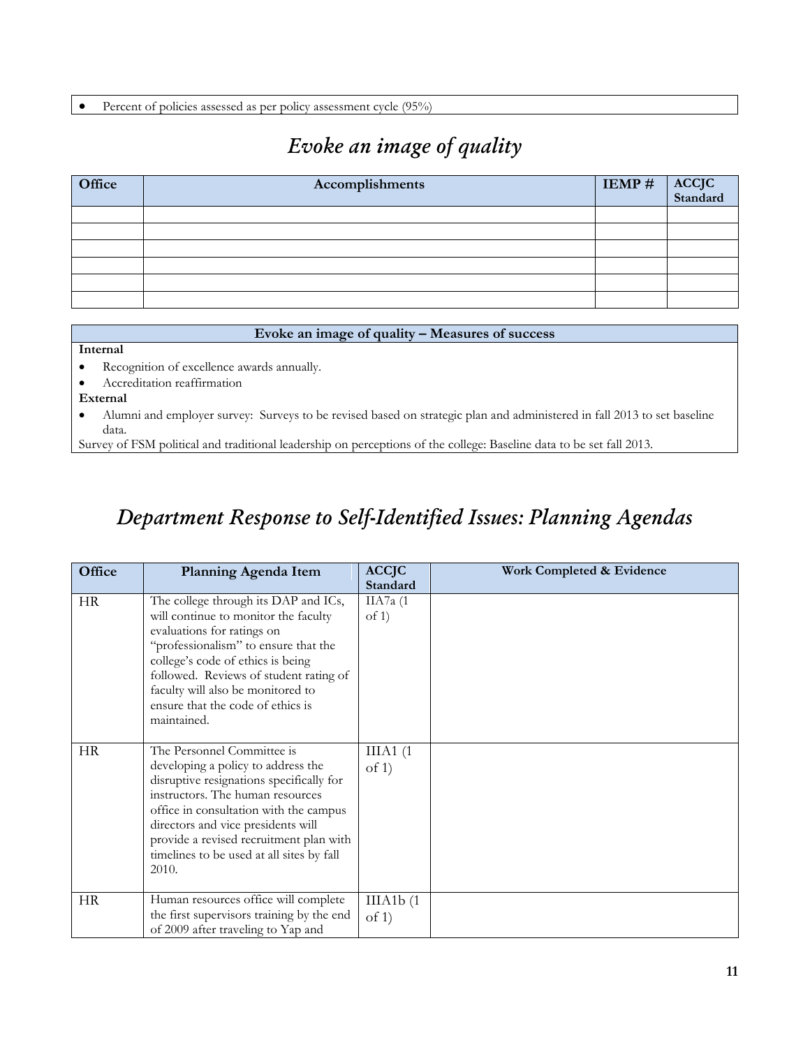- Percent of policies assessed as per policy assessment cycle (95%)

## *Evoke an image of quality*

| Office | Accomplishments | IEMP # | ACCJC Standard |
|---|---|---|---|
| | | | |
| | | | |
| | | | |
| | | | |
| | | | |
| | | | |

**Evoke an image of quality – Measures of success**

**Internal**

- Recognition of excellence awards annually.
- Accreditation reaffirmation

**External**

- Alumni and employer survey: Surveys to be revised based on strategic plan and administered in fall 2013 to set baseline data.

Survey of FSM political and traditional leadership on perceptions of the college: Baseline data to be set fall 2013.

## *Department Response to Self-Identified Issues: Planning Agendas*

| Office | Planning Agenda Item | ACCJC Standard | Work Completed & Evidence |
|---|---|---|---|
| HR | The college through its DAP and ICs, will continue to monitor the faculty evaluations for ratings on "professionalism" to ensure that the college's code of ethics is being followed. Reviews of student rating of faculty will also be monitored to ensure that the code of ethics is maintained. | IIA7a (1 of 1) | |
| HR | The Personnel Committee is developing a policy to address the disruptive resignations specifically for instructors. The human resources office in consultation with the campus directors and vice presidents will provide a revised recruitment plan with timelines to be used at all sites by fall 2010. | IIIA1 (1 of 1) | |
| HR | Human resources office will complete the first supervisors training by the end of 2009 after traveling to Yap and | IIIA1b (1 of 1) | |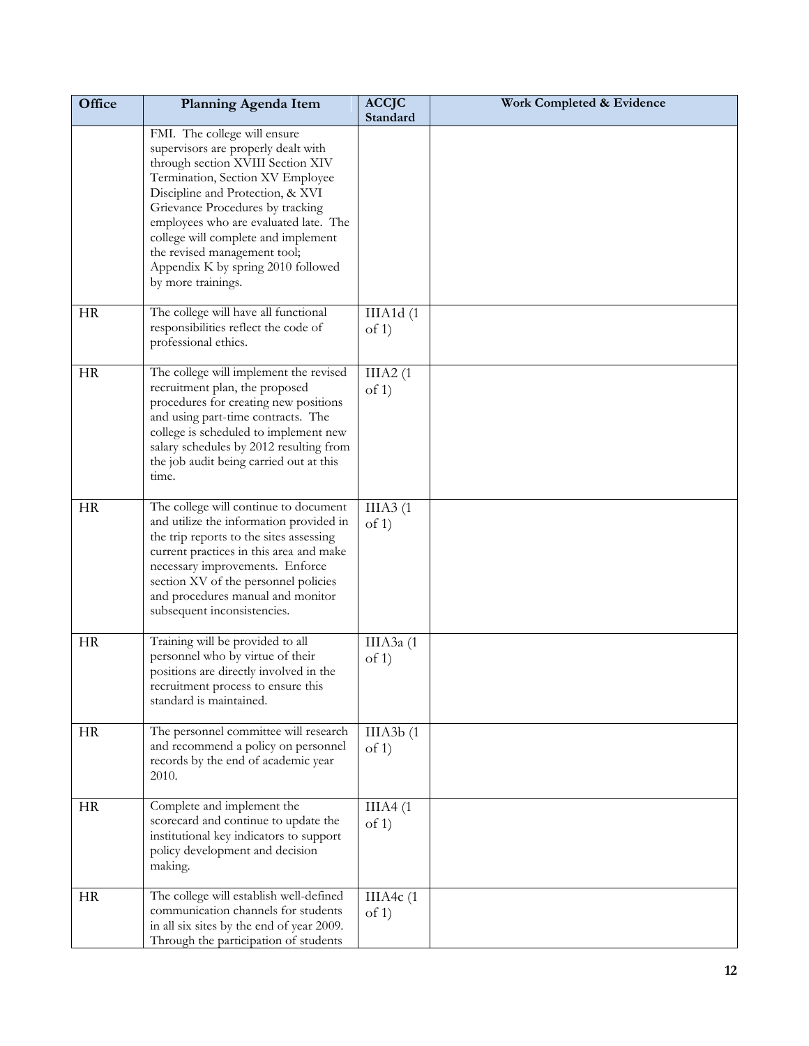| Office | Planning Agenda Item | ACCJC Standard | Work Completed & Evidence |
|---|---|---|---|
| | FMI. The college will ensure supervisors are properly dealt with through section XVIII Section XIV Termination, Section XV Employee Discipline and Protection, & XVI Grievance Procedures by tracking employees who are evaluated late. The college will complete and implement the revised management tool; Appendix K by spring 2010 followed by more trainings. | | |
| HR | The college will have all functional responsibilities reflect the code of professional ethics. | IIIA1d (1 of 1) | |
| HR | The college will implement the revised recruitment plan, the proposed procedures for creating new positions and using part-time contracts. The college is scheduled to implement new salary schedules by 2012 resulting from the job audit being carried out at this time. | IIIA2 (1 of 1) | |
| HR | The college will continue to document and utilize the information provided in the trip reports to the sites assessing current practices in this area and make necessary improvements. Enforce section XV of the personnel policies and procedures manual and monitor subsequent inconsistencies. | IIIA3 (1 of 1) | |
| HR | Training will be provided to all personnel who by virtue of their positions are directly involved in the recruitment process to ensure this standard is maintained. | IIIA3a (1 of 1) | |
| HR | The personnel committee will research and recommend a policy on personnel records by the end of academic year 2010. | IIIA3b (1 of 1) | |
| HR | Complete and implement the scorecard and continue to update the institutional key indicators to support policy development and decision making. | IIIA4 (1 of 1) | |
| HR | The college will establish well-defined communication channels for students in all six sites by the end of year 2009. Through the participation of students | IIIA4c (1 of 1) | |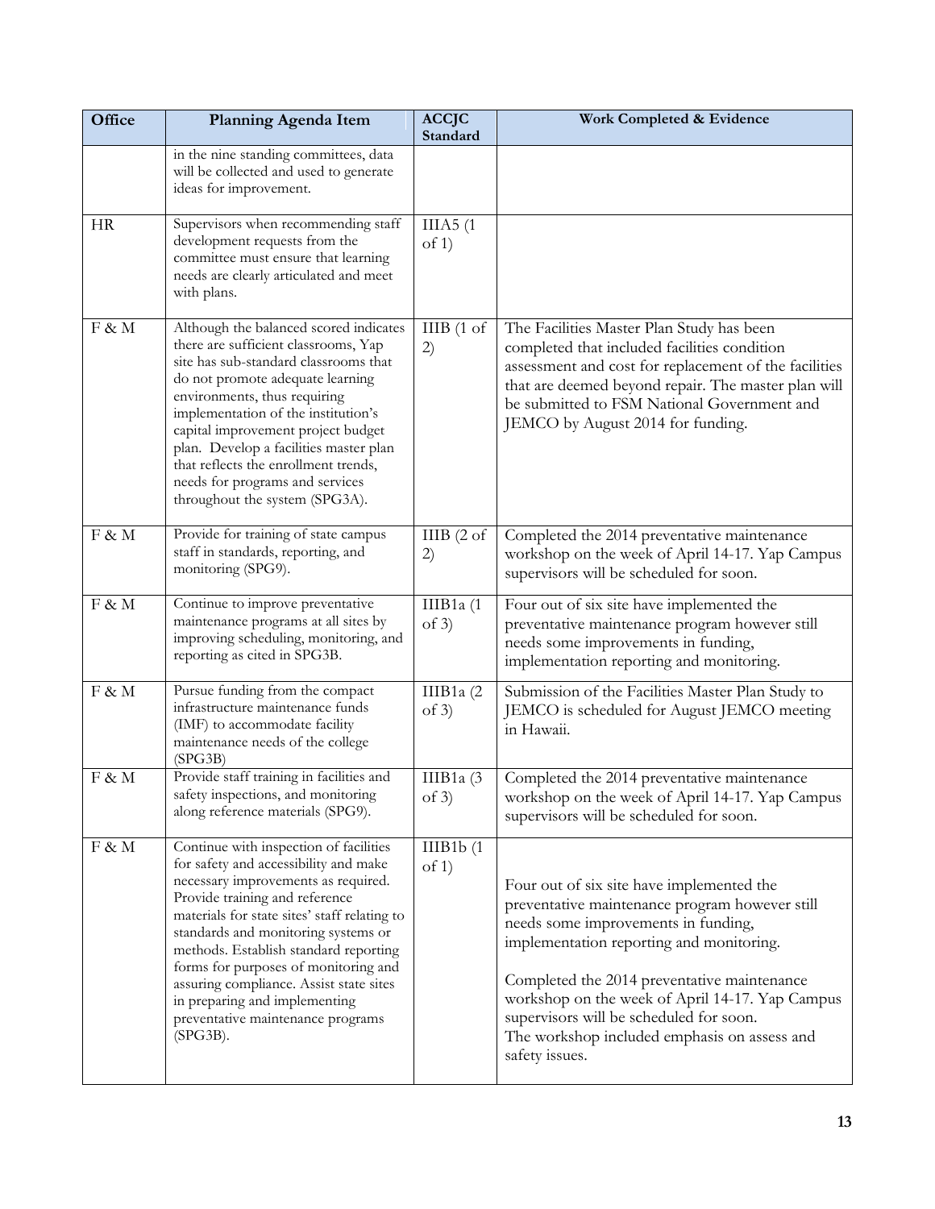| Office | Planning Agenda Item | ACCJC Standard | Work Completed & Evidence |
|---|---|---|---|
| | in the nine standing committees, data will be collected and used to generate ideas for improvement. | | |
| HR | Supervisors when recommending staff development requests from the committee must ensure that learning needs are clearly articulated and meet with plans. | IIIA5 (1 of 1) | |
| F & M | Although the balanced scored indicates there are sufficient classrooms, Yap site has sub-standard classrooms that do not promote adequate learning environments, thus requiring implementation of the institution's capital improvement project budget plan. Develop a facilities master plan that reflects the enrollment trends, needs for programs and services throughout the system (SPG3A). | IIIB (1 of 2) | The Facilities Master Plan Study has been completed that included facilities condition assessment and cost for replacement of the facilities that are deemed beyond repair. The master plan will be submitted to FSM National Government and JEMCO by August 2014 for funding. |
| F & M | Provide for training of state campus staff in standards, reporting, and monitoring (SPG9). | IIIB (2 of 2) | Completed the 2014 preventative maintenance workshop on the week of April 14-17. Yap Campus supervisors will be scheduled for soon. |
| F & M | Continue to improve preventative maintenance programs at all sites by improving scheduling, monitoring, and reporting as cited in SPG3B. | IIIB1a (1 of 3) | Four out of six site have implemented the preventative maintenance program however still needs some improvements in funding, implementation reporting and monitoring. |
| F & M | Pursue funding from the compact infrastructure maintenance funds (IMF) to accommodate facility maintenance needs of the college (SPG3B) | IIIB1a (2 of 3) | Submission of the Facilities Master Plan Study to JEMCO is scheduled for August JEMCO meeting in Hawaii. |
| F & M | Provide staff training in facilities and safety inspections, and monitoring along reference materials (SPG9). | IIIB1a (3 of 3) | Completed the 2014 preventative maintenance workshop on the week of April 14-17. Yap Campus supervisors will be scheduled for soon. |
| F & M | Continue with inspection of facilities for safety and accessibility and make necessary improvements as required. Provide training and reference materials for state sites' staff relating to standards and monitoring systems or methods. Establish standard reporting forms for purposes of monitoring and assuring compliance. Assist state sites in preparing and implementing preventative maintenance programs (SPG3B). | IIIB1b (1 of 1) | Four out of six site have implemented the preventative maintenance program however still needs some improvements in funding, implementation reporting and monitoring.<br><br>Completed the 2014 preventative maintenance workshop on the week of April 14-17. Yap Campus supervisors will be scheduled for soon.<br>The workshop included emphasis on assess and safety issues. |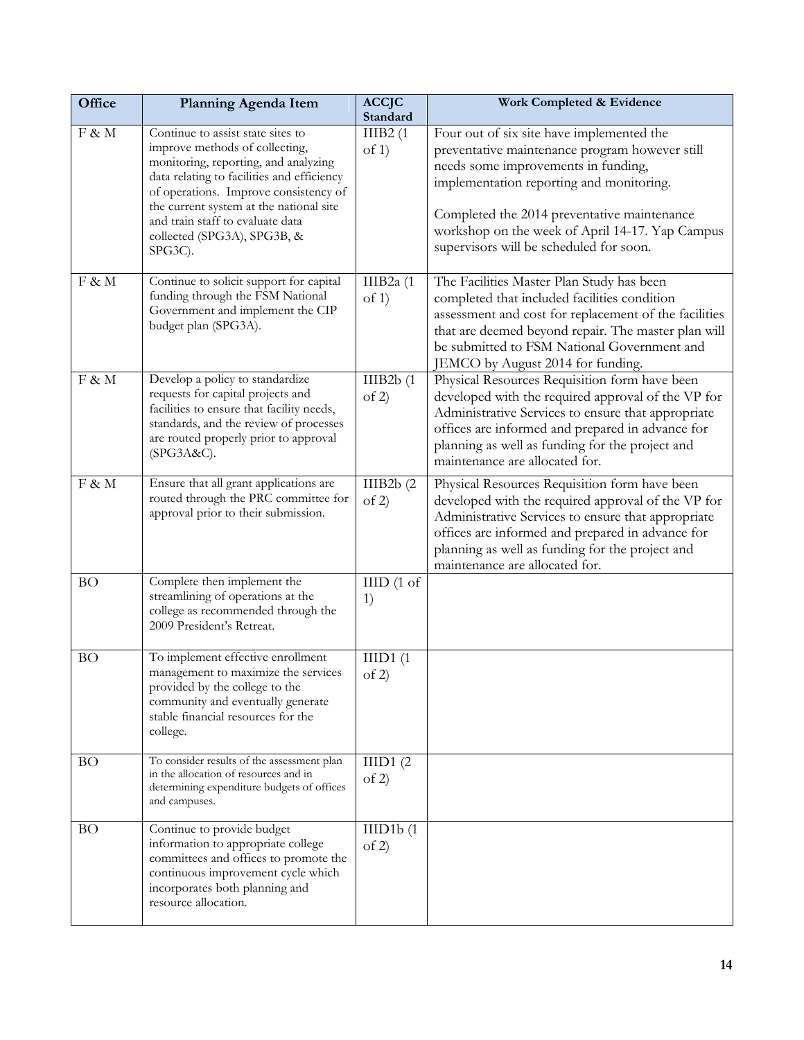| Office | Planning Agenda Item | ACCJC Standard | Work Completed & Evidence |
|---|---|---|---|
| F & M | Continue to assist state sites to improve methods of collecting, monitoring, reporting, and analyzing data relating to facilities and efficiency of operations. Improve consistency of the current system at the national site and train staff to evaluate data collected (SPG3A), SPG3B, & SPG3C). | IIIB2 (1 of 1) | Four out of six site have implemented the preventative maintenance program however still needs some improvements in funding, implementation reporting and monitoring.<br><br>Completed the 2014 preventative maintenance workshop on the week of April 14-17. Yap Campus supervisors will be scheduled for soon. |
| F & M | Continue to solicit support for capital funding through the FSM National Government and implement the CIP budget plan (SPG3A). | IIIB2a (1 of 1) | The Facilities Master Plan Study has been completed that included facilities condition assessment and cost for replacement of the facilities that are deemed beyond repair. The master plan will be submitted to FSM National Government and JEMCO by August 2014 for funding. |
| F & M | Develop a policy to standardize requests for capital projects and facilities to ensure that facility needs, standards, and the review of processes are routed properly prior to approval (SPG3A&C). | IIIB2b (1 of 2) | Physical Resources Requisition form have been developed with the required approval of the VP for Administrative Services to ensure that appropriate offices are informed and prepared in advance for planning as well as funding for the project and maintenance are allocated for. |
| F & M | Ensure that all grant applications are routed through the PRC committee for approval prior to their submission. | IIIB2b (2 of 2) | Physical Resources Requisition form have been developed with the required approval of the VP for Administrative Services to ensure that appropriate offices are informed and prepared in advance for planning as well as funding for the project and maintenance are allocated for. |
| BO | Complete then implement the streamlining of operations at the college as recommended through the 2009 President's Retreat. | IIID (1 of 1) | |
| BO | To implement effective enrollment management to maximize the services provided by the college to the community and eventually generate stable financial resources for the college. | IIID1 (1 of 2) | |
| BO | To consider results of the assessment plan in the allocation of resources and in determining expenditure budgets of offices and campuses. | IIID1 (2 of 2) | |
| BO | Continue to provide budget information to appropriate college committees and offices to promote the continuous improvement cycle which incorporates both planning and resource allocation. | IIID1b (1 of 2) | |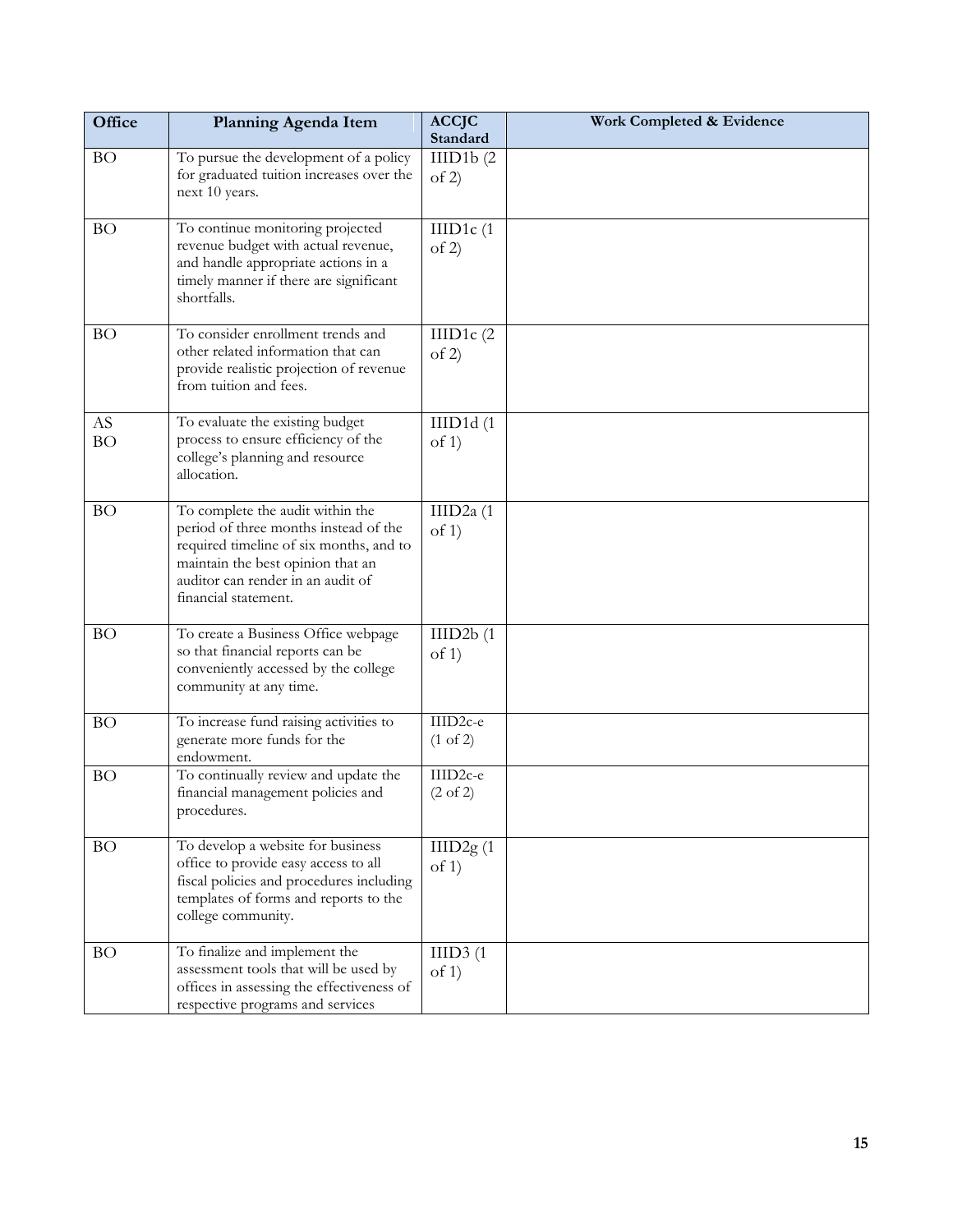| Office | Planning Agenda Item | ACCJC Standard | Work Completed & Evidence |
|---|---|---|---|
| BO | To pursue the development of a policy for graduated tuition increases over the next 10 years. | IIID1b (2 of 2) | |
| BO | To continue monitoring projected revenue budget with actual revenue, and handle appropriate actions in a timely manner if there are significant shortfalls. | IIID1c (1 of 2) | |
| BO | To consider enrollment trends and other related information that can provide realistic projection of revenue from tuition and fees. | IIID1c (2 of 2) | |
| AS BO | To evaluate the existing budget process to ensure efficiency of the college's planning and resource allocation. | IIID1d (1 of 1) | |
| BO | To complete the audit within the period of three months instead of the required timeline of six months, and to maintain the best opinion that an auditor can render in an audit of financial statement. | IIID2a (1 of 1) | |
| BO | To create a Business Office webpage so that financial reports can be conveniently accessed by the college community at any time. | IIID2b (1 of 1) | |
| BO | To increase fund raising activities to generate more funds for the endowment. | IIID2c-e (1 of 2) | |
| BO | To continually review and update the financial management policies and procedures. | IIID2c-e (2 of 2) | |
| BO | To develop a website for business office to provide easy access to all fiscal policies and procedures including templates of forms and reports to the college community. | IIID2g (1 of 1) | |
| BO | To finalize and implement the assessment tools that will be used by offices in assessing the effectiveness of respective programs and services | IIID3 (1 of 1) | |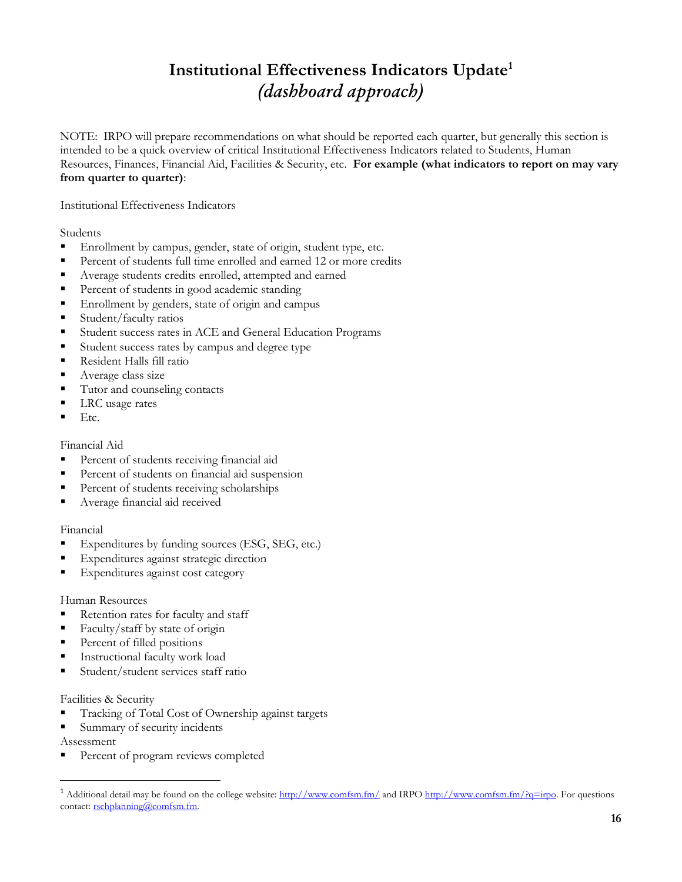# Institutional Effectiveness Indicators Update[1]
## *(dashboard approach)*

NOTE: IRPO will prepare recommendations on what should be reported each quarter, but generally this section is intended to be a quick overview of critical Institutional Effectiveness Indicators related to Students, Human Resources, Finances, Financial Aid, Facilities & Security, etc. **For example (what indicators to report on may vary from quarter to quarter)**:

Institutional Effectiveness Indicators

Students

- Enrollment by campus, gender, state of origin, student type, etc.
- Percent of students full time enrolled and earned 12 or more credits
- Average students credits enrolled, attempted and earned
- Percent of students in good academic standing
- Enrollment by genders, state of origin and campus
- Student/faculty ratios
- Student success rates in ACE and General Education Programs
- Student success rates by campus and degree type
- Resident Halls fill ratio
- Average class size
- Tutor and counseling contacts
- LRC usage rates
- Etc.

Financial Aid

- Percent of students receiving financial aid
- Percent of students on financial aid suspension
- Percent of students receiving scholarships
- Average financial aid received

Financial

- Expenditures by funding sources (ESG, SEG, etc.)
- Expenditures against strategic direction
- Expenditures against cost category

Human Resources

- Retention rates for faculty and staff
- Faculty/staff by state of origin
- Percent of filled positions
- Instructional faculty work load
- Student/student services staff ratio

Facilities & Security

- Tracking of Total Cost of Ownership against targets
- Summary of security incidents

Assessment

- Percent of program reviews completed

---

[1] Additional detail may be found on the college website: http://www.comfsm.fm/ and IRPO http://www.comfsm.fm/?q=irpo. For questions contact: rschplanning@comfsm.fm.